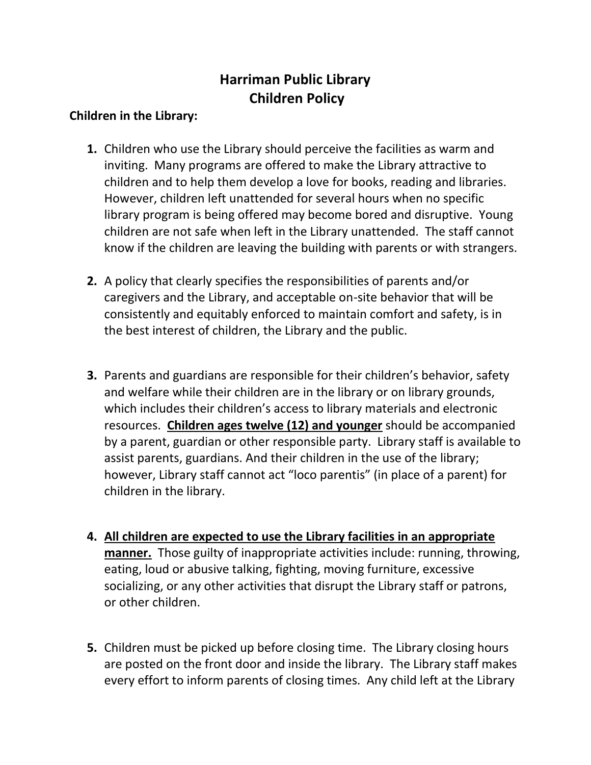# Harriman Public Library
# Children Policy

**Children in the Library:**

1. Children who use the Library should perceive the facilities as warm and inviting. Many programs are offered to make the Library attractive to children and to help them develop a love for books, reading and libraries. However, children left unattended for several hours when no specific library program is being offered may become bored and disruptive. Young children are not safe when left in the Library unattended. The staff cannot know if the children are leaving the building with parents or with strangers.

2. A policy that clearly specifies the responsibilities of parents and/or caregivers and the Library, and acceptable on-site behavior that will be consistently and equitably enforced to maintain comfort and safety, is in the best interest of children, the Library and the public.

3. Parents and guardians are responsible for their children's behavior, safety and welfare while their children are in the library or on library grounds, which includes their children's access to library materials and electronic resources. **Children ages twelve (12) and younger** should be accompanied by a parent, guardian or other responsible party. Library staff is available to assist parents, guardians. And their children in the use of the library; however, Library staff cannot act "loco parentis" (in place of a parent) for children in the library.

4. **All children are expected to use the Library facilities in an appropriate manner.** Those guilty of inappropriate activities include: running, throwing, eating, loud or abusive talking, fighting, moving furniture, excessive socializing, or any other activities that disrupt the Library staff or patrons, or other children.

5. Children must be picked up before closing time. The Library closing hours are posted on the front door and inside the library. The Library staff makes every effort to inform parents of closing times. Any child left at the Library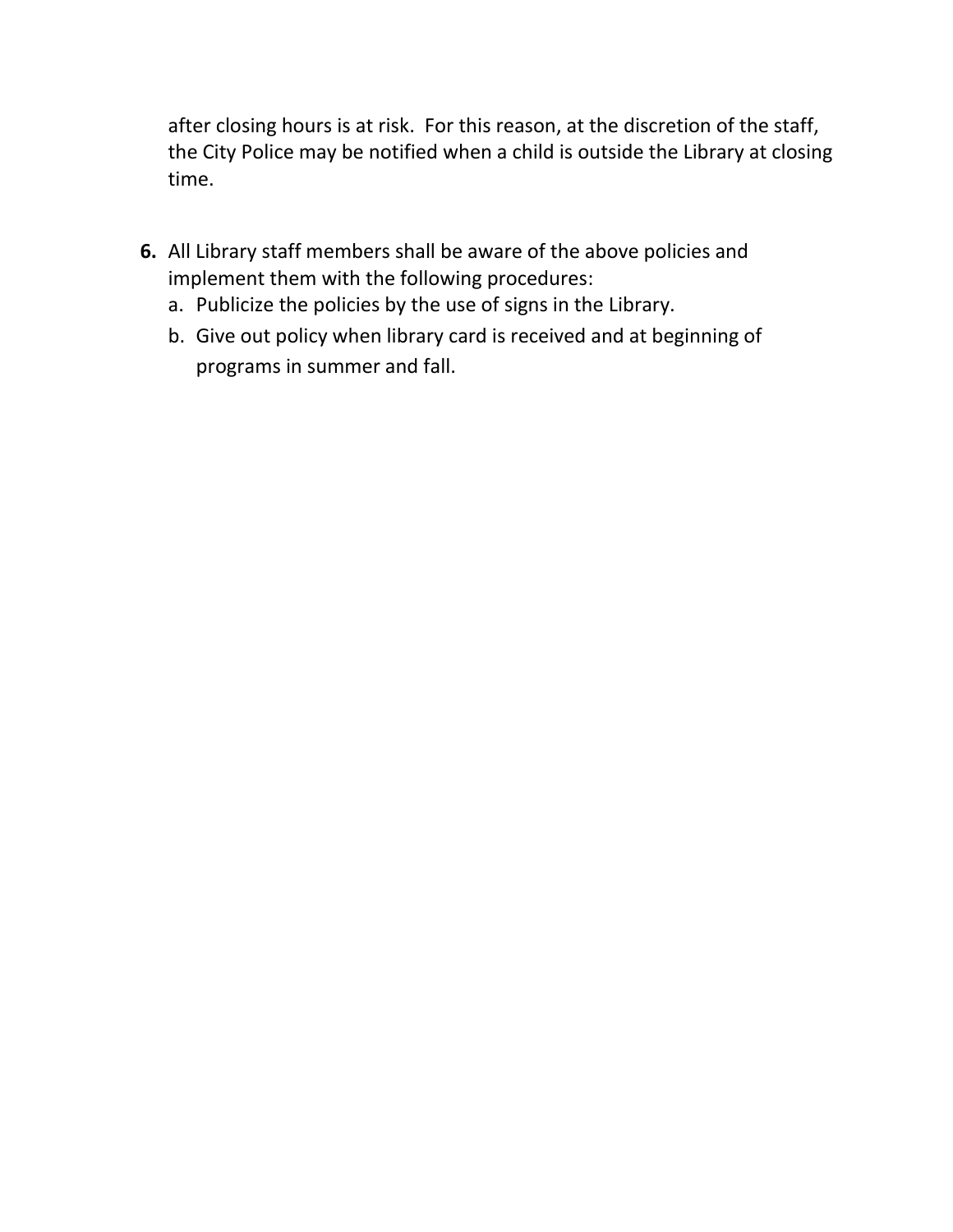after closing hours is at risk. For this reason, at the discretion of the staff, the City Police may be notified when a child is outside the Library at closing time.

**6.** All Library staff members shall be aware of the above policies and implement them with the following procedures:

   a. Publicize the policies by the use of signs in the Library.

   b. Give out policy when library card is received and at beginning of programs in summer and fall.